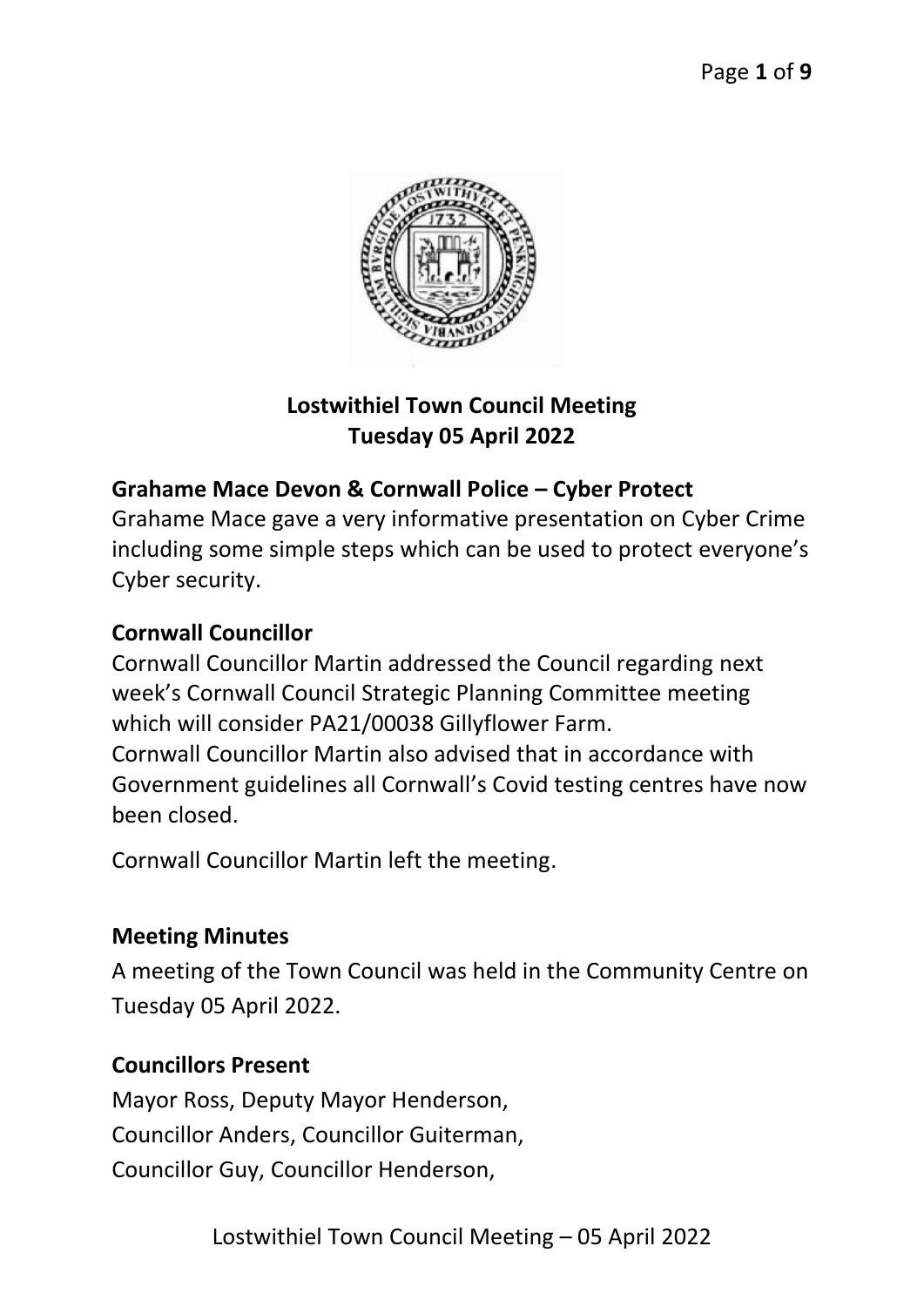# Lostwithiel Town Council Meeting
## Tuesday 05 April 2022

**Grahame Mace Devon & Cornwall Police – Cyber Protect**

Grahame Mace gave a very informative presentation on Cyber Crime including some simple steps which can be used to protect everyone's Cyber security.

**Cornwall Councillor**

Cornwall Councillor Martin addressed the Council regarding next week's Cornwall Council Strategic Planning Committee meeting which will consider PA21/00038 Gillyflower Farm.
Cornwall Councillor Martin also advised that in accordance with Government guidelines all Cornwall's Covid testing centres have now been closed.

Cornwall Councillor Martin left the meeting.

**Meeting Minutes**

A meeting of the Town Council was held in the Community Centre on Tuesday 05 April 2022.

**Councillors Present**

Mayor Ross, Deputy Mayor Henderson,
Councillor Anders, Councillor Guiterman,
Councillor Guy, Councillor Henderson,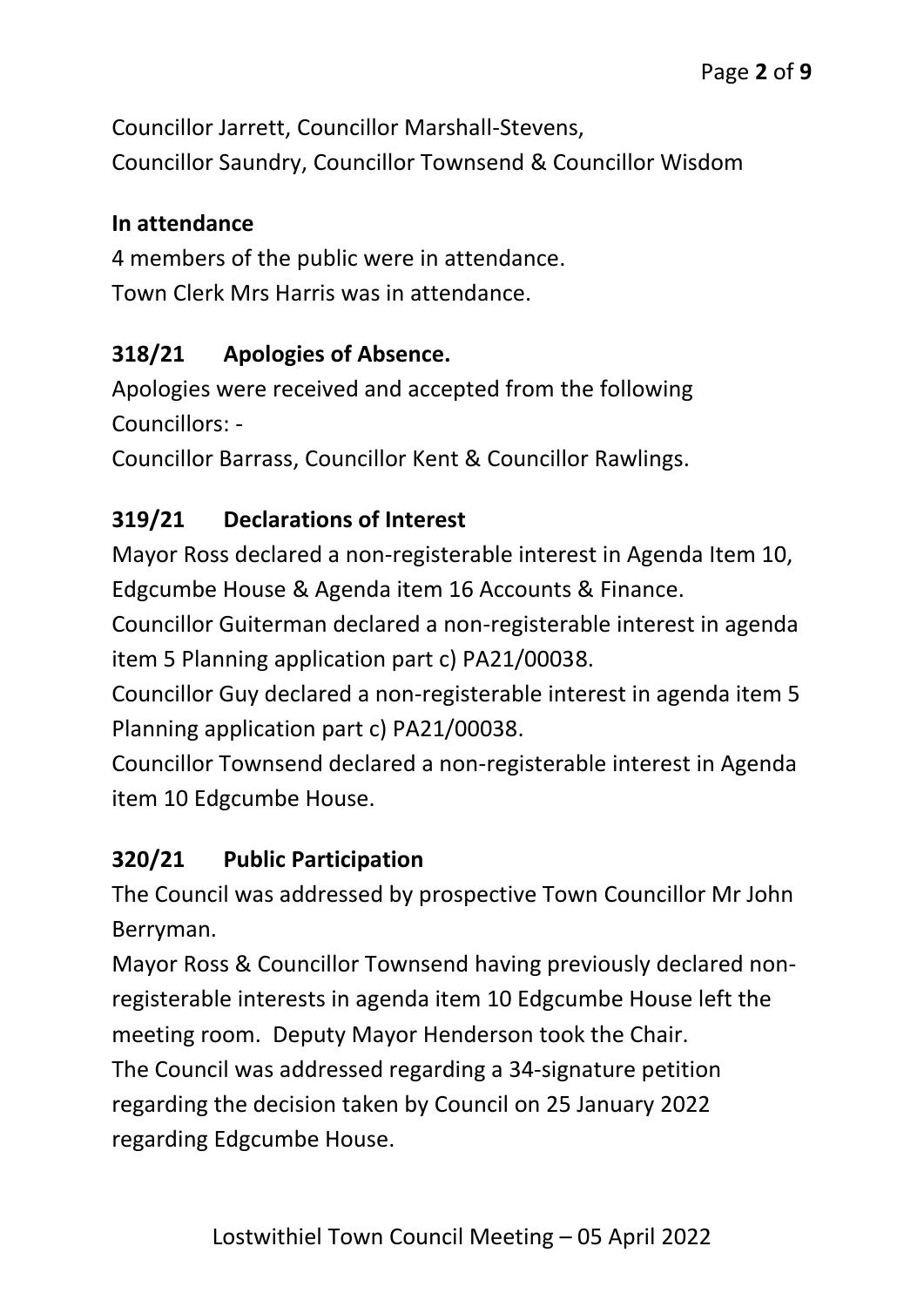Councillor Jarrett, Councillor Marshall-Stevens,
Councillor Saundry, Councillor Townsend & Councillor Wisdom

**In attendance**

4 members of the public were in attendance.
Town Clerk Mrs Harris was in attendance.

### 318/21 Apologies of Absence.

Apologies were received and accepted from the following Councillors: -
Councillor Barrass, Councillor Kent & Councillor Rawlings.

### 319/21 Declarations of Interest

Mayor Ross declared a non-registerable interest in Agenda Item 10, Edgcumbe House & Agenda item 16 Accounts & Finance.
Councillor Guiterman declared a non-registerable interest in agenda item 5 Planning application part c) PA21/00038.
Councillor Guy declared a non-registerable interest in agenda item 5 Planning application part c) PA21/00038.
Councillor Townsend declared a non-registerable interest in Agenda item 10 Edgcumbe House.

### 320/21 Public Participation

The Council was addressed by prospective Town Councillor Mr John Berryman.
Mayor Ross & Councillor Townsend having previously declared non-registerable interests in agenda item 10 Edgcumbe House left the meeting room. Deputy Mayor Henderson took the Chair.
The Council was addressed regarding a 34-signature petition regarding the decision taken by Council on 25 January 2022 regarding Edgcumbe House.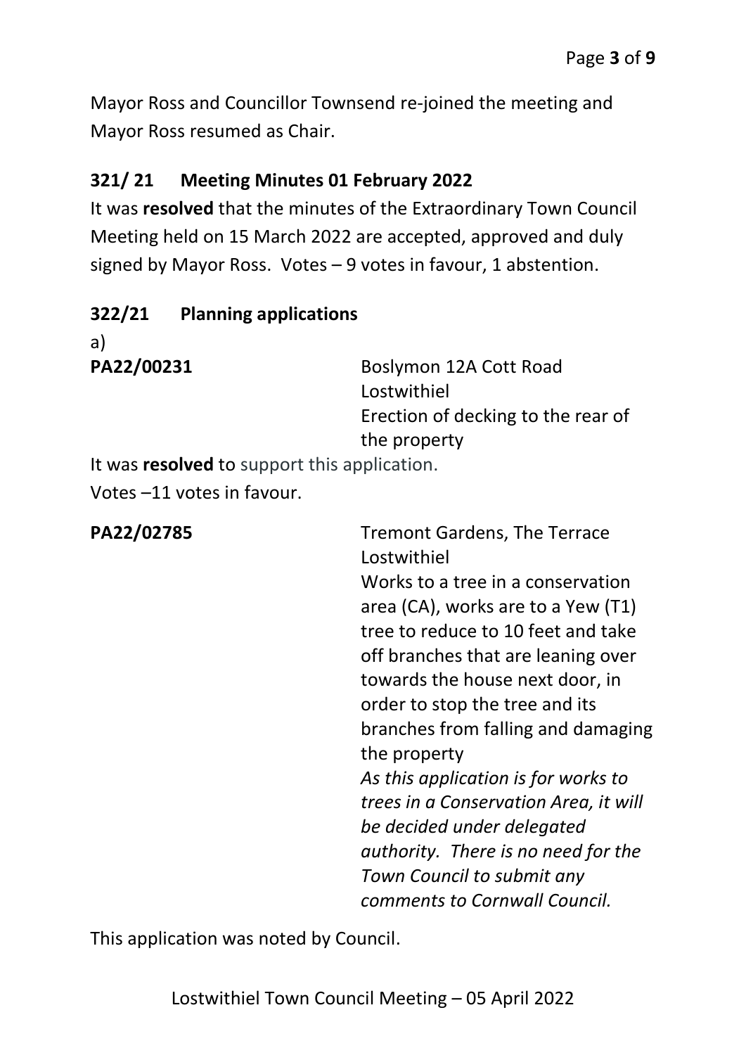Mayor Ross and Councillor Townsend re-joined the meeting and Mayor Ross resumed as Chair.

### 321/ 21 Meeting Minutes 01 February 2022

It was **resolved** that the minutes of the Extraordinary Town Council Meeting held on 15 March 2022 are accepted, approved and duly signed by Mayor Ross. Votes – 9 votes in favour, 1 abstention.

### 322/21 Planning applications

a)

**PA22/00231** Boslymon 12A Cott Road
Lostwithiel
Erection of decking to the rear of the property

It was **resolved** to support this application.
Votes –11 votes in favour.

**PA22/02785** Tremont Gardens, The Terrace
Lostwithiel
Works to a tree in a conservation area (CA), works are to a Yew (T1) tree to reduce to 10 feet and take off branches that are leaning over towards the house next door, in order to stop the tree and its branches from falling and damaging the property
*As this application is for works to trees in a Conservation Area, it will be decided under delegated authority. There is no need for the Town Council to submit any comments to Cornwall Council.*

This application was noted by Council.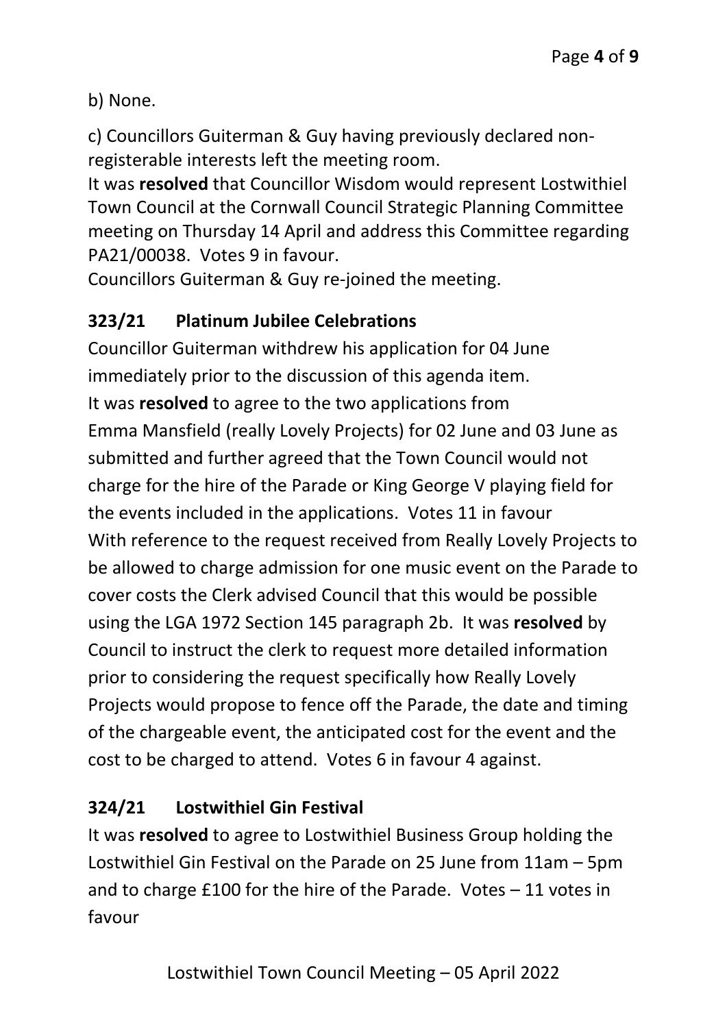b) None.

c) Councillors Guiterman & Guy having previously declared non-registerable interests left the meeting room.
It was **resolved** that Councillor Wisdom would represent Lostwithiel Town Council at the Cornwall Council Strategic Planning Committee meeting on Thursday 14 April and address this Committee regarding PA21/00038. Votes 9 in favour.
Councillors Guiterman & Guy re-joined the meeting.

**323/21 Platinum Jubilee Celebrations**

Councillor Guiterman withdrew his application for 04 June immediately prior to the discussion of this agenda item.
It was **resolved** to agree to the two applications from Emma Mansfield (really Lovely Projects) for 02 June and 03 June as submitted and further agreed that the Town Council would not charge for the hire of the Parade or King George V playing field for the events included in the applications. Votes 11 in favour
With reference to the request received from Really Lovely Projects to be allowed to charge admission for one music event on the Parade to cover costs the Clerk advised Council that this would be possible using the LGA 1972 Section 145 paragraph 2b. It was **resolved** by Council to instruct the clerk to request more detailed information prior to considering the request specifically how Really Lovely Projects would propose to fence off the Parade, the date and timing of the chargeable event, the anticipated cost for the event and the cost to be charged to attend. Votes 6 in favour 4 against.

**324/21 Lostwithiel Gin Festival**

It was **resolved** to agree to Lostwithiel Business Group holding the Lostwithiel Gin Festival on the Parade on 25 June from 11am – 5pm and to charge £100 for the hire of the Parade. Votes – 11 votes in favour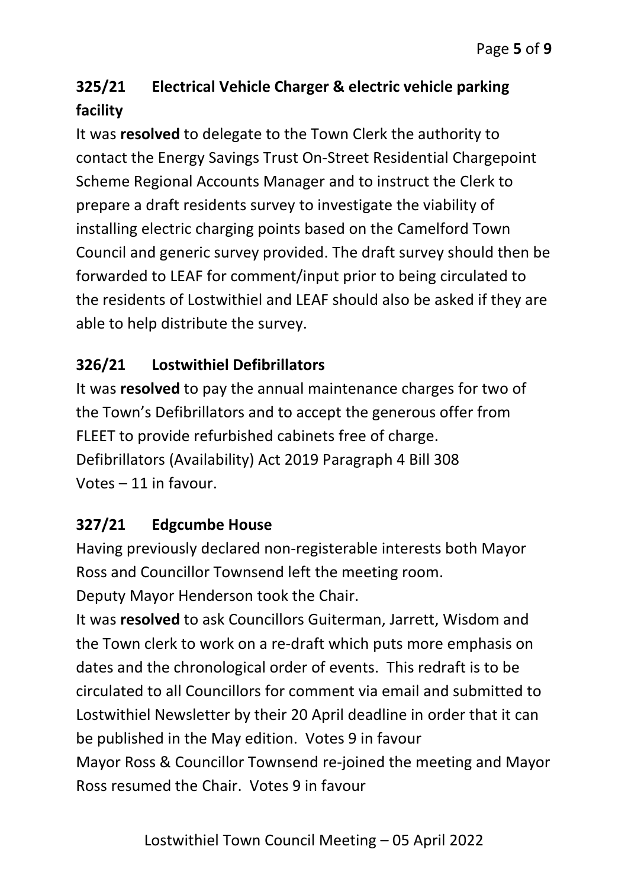### 325/21 Electrical Vehicle Charger & electric vehicle parking facility

It was **resolved** to delegate to the Town Clerk the authority to contact the Energy Savings Trust On-Street Residential Chargepoint Scheme Regional Accounts Manager and to instruct the Clerk to prepare a draft residents survey to investigate the viability of installing electric charging points based on the Camelford Town Council and generic survey provided. The draft survey should then be forwarded to LEAF for comment/input prior to being circulated to the residents of Lostwithiel and LEAF should also be asked if they are able to help distribute the survey.

### 326/21 Lostwithiel Defibrillators

It was **resolved** to pay the annual maintenance charges for two of the Town's Defibrillators and to accept the generous offer from FLEET to provide refurbished cabinets free of charge.
Defibrillators (Availability) Act 2019 Paragraph 4 Bill 308
Votes – 11 in favour.

### 327/21 Edgcumbe House

Having previously declared non-registerable interests both Mayor Ross and Councillor Townsend left the meeting room.
Deputy Mayor Henderson took the Chair.
It was **resolved** to ask Councillors Guiterman, Jarrett, Wisdom and the Town clerk to work on a re-draft which puts more emphasis on dates and the chronological order of events. This redraft is to be circulated to all Councillors for comment via email and submitted to Lostwithiel Newsletter by their 20 April deadline in order that it can be published in the May edition. Votes 9 in favour
Mayor Ross & Councillor Townsend re-joined the meeting and Mayor Ross resumed the Chair. Votes 9 in favour

Lostwithiel Town Council Meeting – 05 April 2022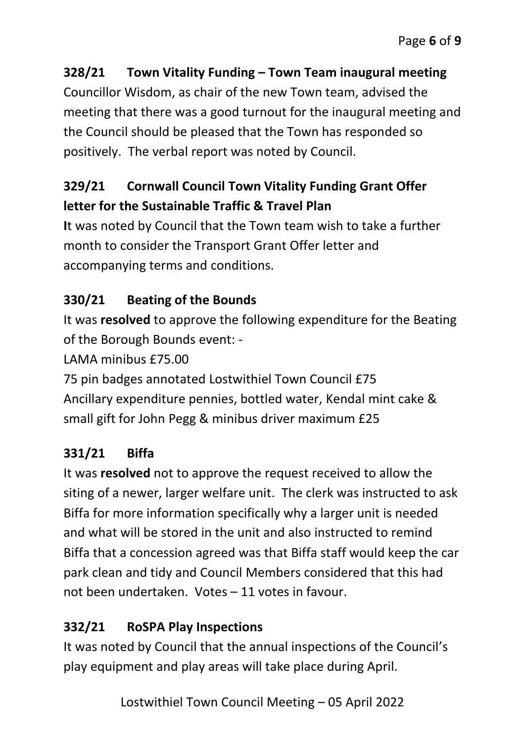## 328/21 Town Vitality Funding – Town Team inaugural meeting

Councillor Wisdom, as chair of the new Town team, advised the meeting that there was a good turnout for the inaugural meeting and the Council should be pleased that the Town has responded so positively. The verbal report was noted by Council.

## 329/21 Cornwall Council Town Vitality Funding Grant Offer letter for the Sustainable Traffic & Travel Plan

**I**t was noted by Council that the Town team wish to take a further month to consider the Transport Grant Offer letter and accompanying terms and conditions.

## 330/21 Beating of the Bounds

It was **resolved** to approve the following expenditure for the Beating of the Borough Bounds event: -

LAMA minibus £75.00

75 pin badges annotated Lostwithiel Town Council £75

Ancillary expenditure pennies, bottled water, Kendal mint cake & small gift for John Pegg & minibus driver maximum £25

## 331/21 Biffa

It was **resolved** not to approve the request received to allow the siting of a newer, larger welfare unit. The clerk was instructed to ask Biffa for more information specifically why a larger unit is needed and what will be stored in the unit and also instructed to remind Biffa that a concession agreed was that Biffa staff would keep the car park clean and tidy and Council Members considered that this had not been undertaken. Votes – 11 votes in favour.

## 332/21 RoSPA Play Inspections

It was noted by Council that the annual inspections of the Council's play equipment and play areas will take place during April.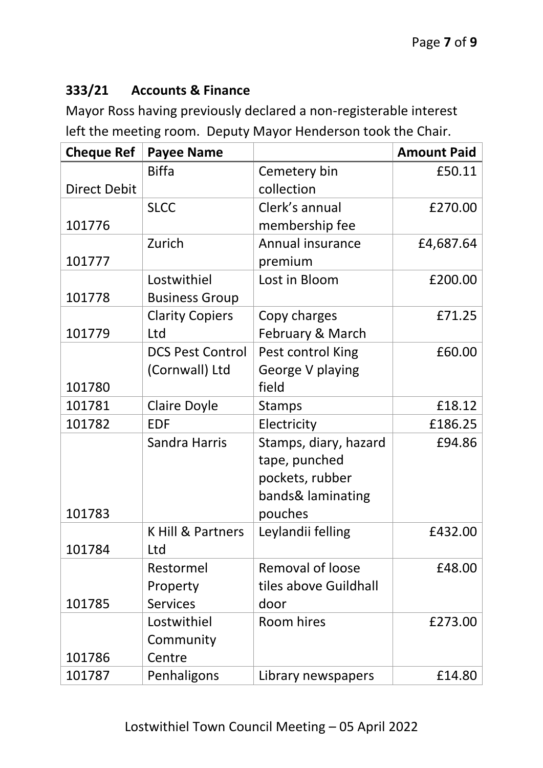**333/21 Accounts & Finance**

Mayor Ross having previously declared a non-registerable interest left the meeting room. Deputy Mayor Henderson took the Chair.

| Cheque Ref | Payee Name | | Amount Paid |
|---|---|---|---|
| Direct Debit | Biffa | Cemetery bin collection | £50.11 |
| 101776 | SLCC | Clerk's annual membership fee | £270.00 |
| 101777 | Zurich | Annual insurance premium | £4,687.64 |
| 101778 | Lostwithiel Business Group | Lost in Bloom | £200.00 |
| 101779 | Clarity Copiers Ltd | Copy charges February & March | £71.25 |
| 101780 | DCS Pest Control (Cornwall) Ltd | Pest control King George V playing field | £60.00 |
| 101781 | Claire Doyle | Stamps | £18.12 |
| 101782 | EDF | Electricity | £186.25 |
| 101783 | Sandra Harris | Stamps, diary, hazard tape, punched pockets, rubber bands& laminating pouches | £94.86 |
| 101784 | K Hill & Partners Ltd | Leylandii felling | £432.00 |
| 101785 | Restormel Property Services | Removal of loose tiles above Guildhall door | £48.00 |
| 101786 | Lostwithiel Community Centre | Room hires | £273.00 |
| 101787 | Penhaligons | Library newspapers | £14.80 |

Lostwithiel Town Council Meeting – 05 April 2022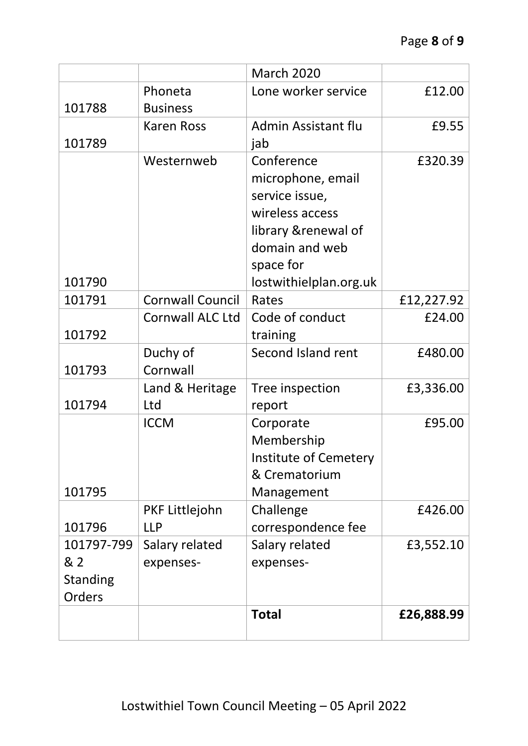| | | March 2020 | |
|---|---|---|---|
| 101788 | Phoneta Business | Lone worker service | £12.00 |
| 101789 | Karen Ross | Admin Assistant flu jab | £9.55 |
| 101790 | Westernweb | Conference microphone, email service issue, wireless access library &renewal of domain and web space for lostwithielplan.org.uk | £320.39 |
| 101791 | Cornwall Council | Rates | £12,227.92 |
| 101792 | Cornwall ALC Ltd | Code of conduct training | £24.00 |
| 101793 | Duchy of Cornwall | Second Island rent | £480.00 |
| 101794 | Land & Heritage Ltd | Tree inspection report | £3,336.00 |
| 101795 | ICCM | Corporate Membership Institute of Cemetery & Crematorium Management | £95.00 |
| 101796 | PKF Littlejohn LLP | Challenge correspondence fee | £426.00 |
| 101797-799 & 2 Standing Orders | Salary related expenses- | Salary related expenses- | £3,552.10 |
| | | **Total** | **£26,888.99** |

Lostwithiel Town Council Meeting – 05 April 2022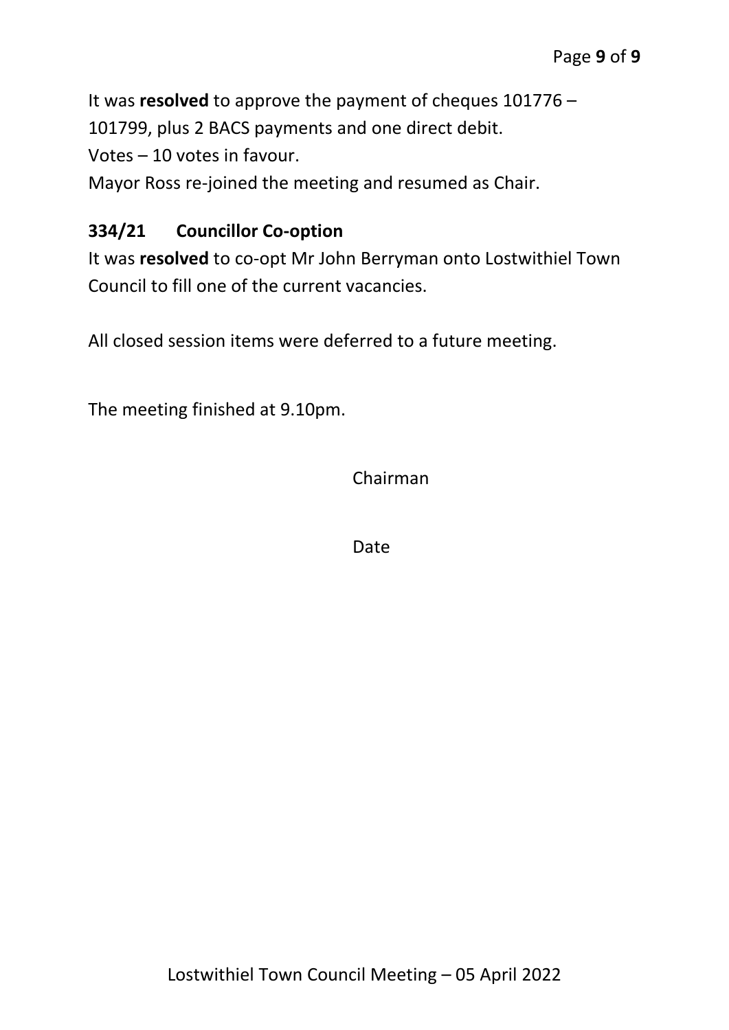It was **resolved** to approve the payment of cheques 101776 – 101799, plus 2 BACS payments and one direct debit.
Votes – 10 votes in favour.
Mayor Ross re-joined the meeting and resumed as Chair.

**334/21 Councillor Co-option**

It was **resolved** to co-opt Mr John Berryman onto Lostwithiel Town Council to fill one of the current vacancies.

All closed session items were deferred to a future meeting.

The meeting finished at 9.10pm.

Chairman

Date